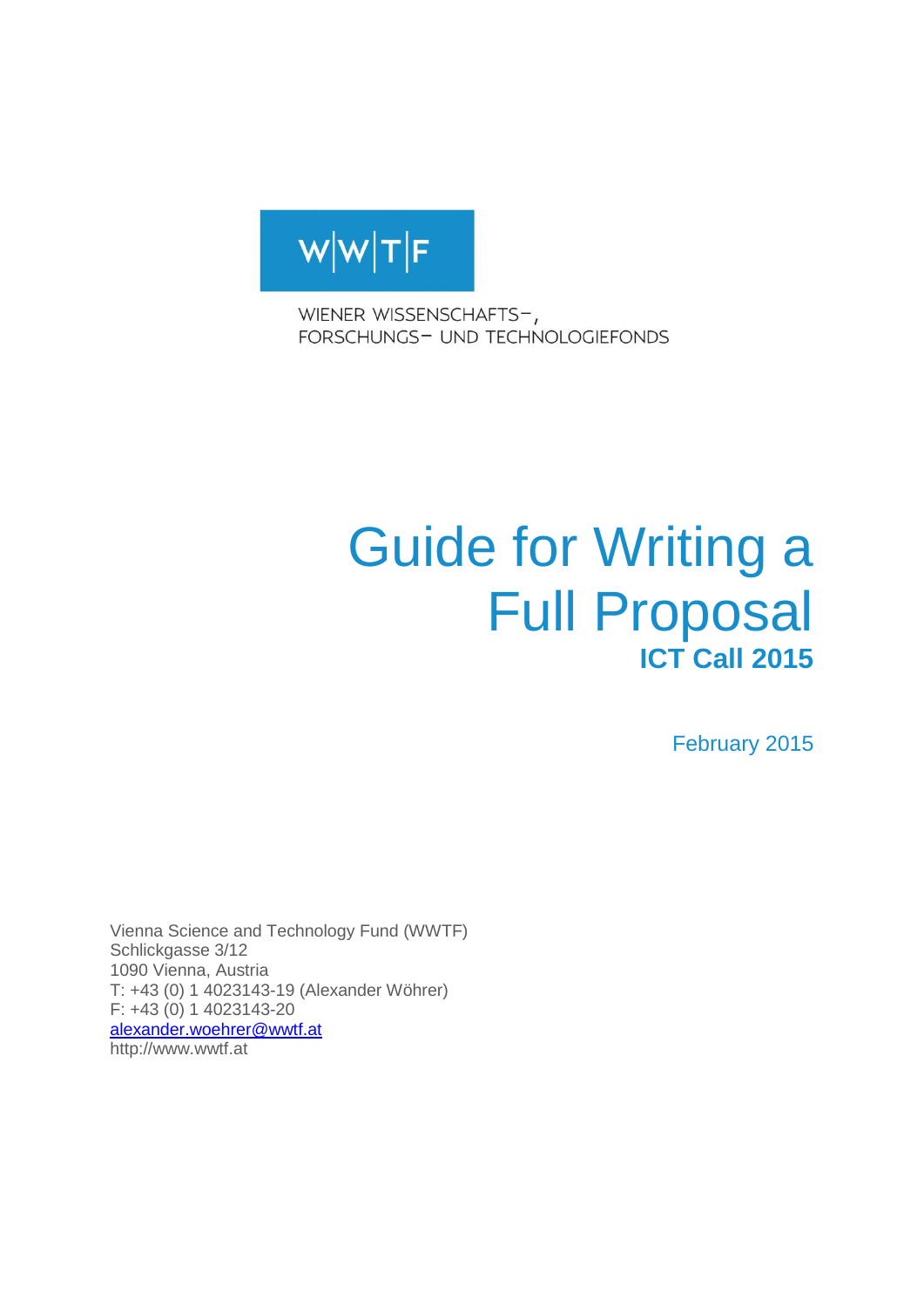W|W|T|F

WIENER WISSENSCHAFTS-,
FORSCHUNGS- UND TECHNOLOGIEFONDS

# Guide for Writing a Full Proposal

## ICT Call 2015

February 2015

Vienna Science and Technology Fund (WWTF)
Schlickgasse 3/12
1090 Vienna, Austria
T: +43 (0) 1 4023143-19 (Alexander Wöhrer)
F: +43 (0) 1 4023143-20
alexander.woehrer@wwtf.at
http://www.wwtf.at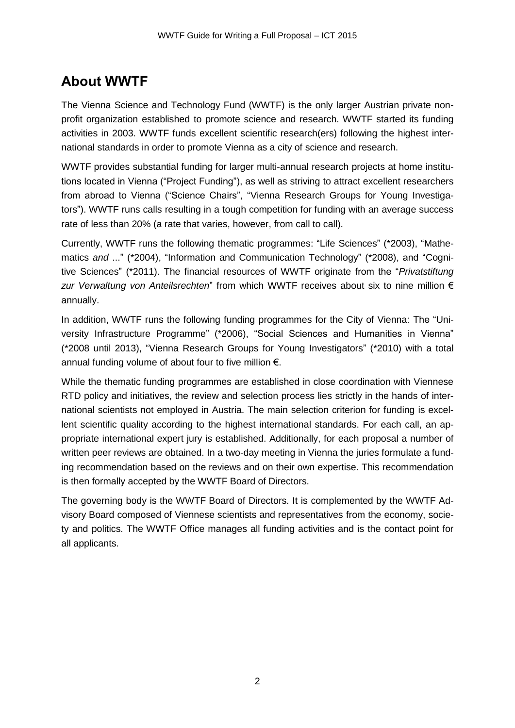## About WWTF

The Vienna Science and Technology Fund (WWTF) is the only larger Austrian private non-profit organization established to promote science and research. WWTF started its funding activities in 2003. WWTF funds excellent scientific research(ers) following the highest international standards in order to promote Vienna as a city of science and research.

WWTF provides substantial funding for larger multi-annual research projects at home institutions located in Vienna ("Project Funding"), as well as striving to attract excellent researchers from abroad to Vienna ("Science Chairs", "Vienna Research Groups for Young Investigators"). WWTF runs calls resulting in a tough competition for funding with an average success rate of less than 20% (a rate that varies, however, from call to call).

Currently, WWTF runs the following thematic programmes: "Life Sciences" (*2003), "Mathematics *and* ..." (*2004), "Information and Communication Technology" (*2008), and "Cognitive Sciences" (*2011). The financial resources of WWTF originate from the "*Privatstiftung zur Verwaltung von Anteilsrechten*" from which WWTF receives about six to nine million € annually.

In addition, WWTF runs the following funding programmes for the City of Vienna: The "University Infrastructure Programme" (*2006), "Social Sciences and Humanities in Vienna" (*2008 until 2013), "Vienna Research Groups for Young Investigators" (*2010) with a total annual funding volume of about four to five million €.

While the thematic funding programmes are established in close coordination with Viennese RTD policy and initiatives, the review and selection process lies strictly in the hands of international scientists not employed in Austria. The main selection criterion for funding is excellent scientific quality according to the highest international standards. For each call, an appropriate international expert jury is established. Additionally, for each proposal a number of written peer reviews are obtained. In a two-day meeting in Vienna the juries formulate a funding recommendation based on the reviews and on their own expertise. This recommendation is then formally accepted by the WWTF Board of Directors.

The governing body is the WWTF Board of Directors. It is complemented by the WWTF Advisory Board composed of Viennese scientists and representatives from the economy, society and politics. The WWTF Office manages all funding activities and is the contact point for all applicants.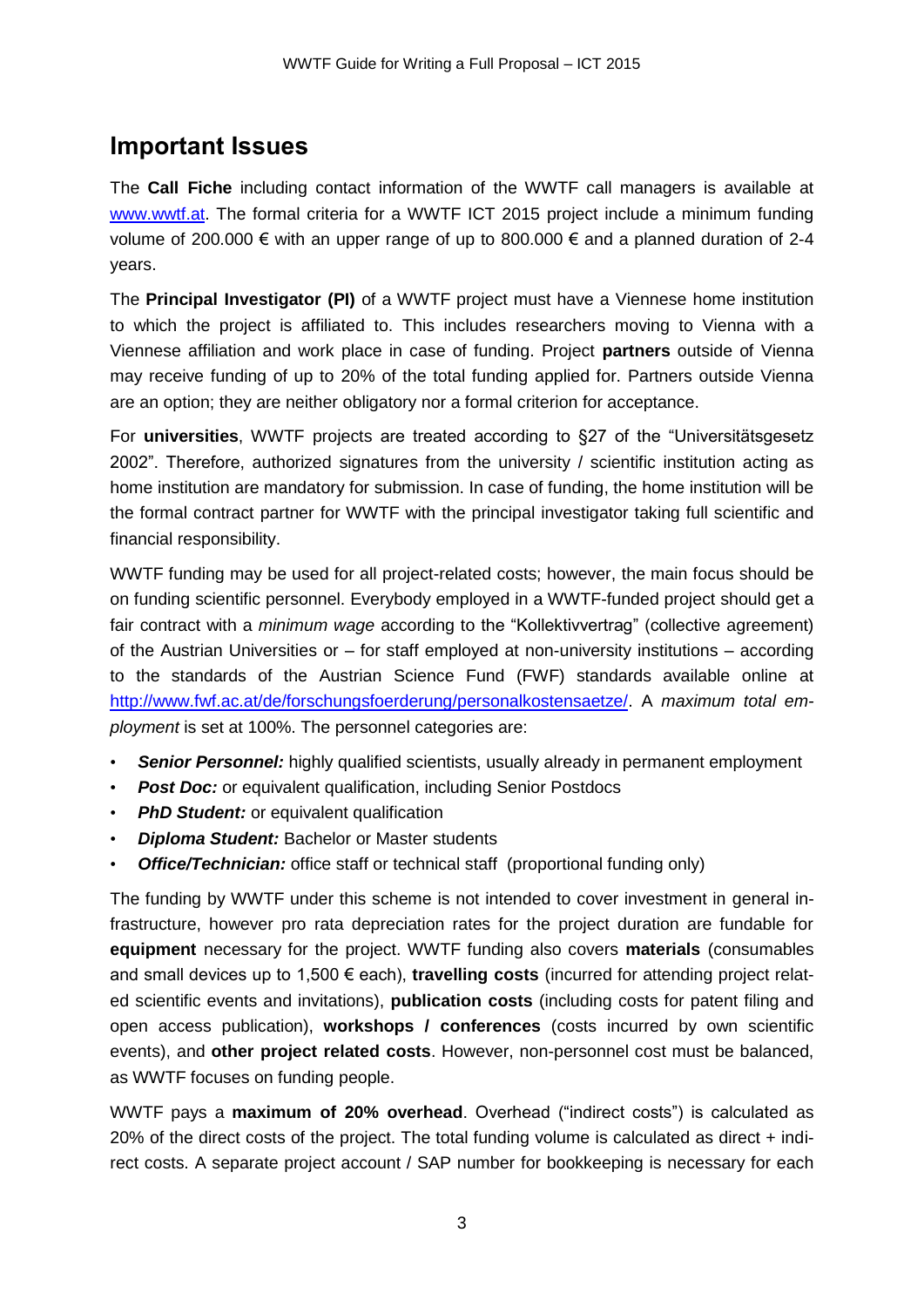## Important Issues

The **Call Fiche** including contact information of the WWTF call managers is available at [www.wwtf.at](www.wwtf.at). The formal criteria for a WWTF ICT 2015 project include a minimum funding volume of 200.000 € with an upper range of up to 800.000 € and a planned duration of 2-4 years.

The **Principal Investigator (PI)** of a WWTF project must have a Viennese home institution to which the project is affiliated to. This includes researchers moving to Vienna with a Viennese affiliation and work place in case of funding. Project **partners** outside of Vienna may receive funding of up to 20% of the total funding applied for. Partners outside Vienna are an option; they are neither obligatory nor a formal criterion for acceptance.

For **universities**, WWTF projects are treated according to §27 of the "Universitätsgesetz 2002". Therefore, authorized signatures from the university / scientific institution acting as home institution are mandatory for submission. In case of funding, the home institution will be the formal contract partner for WWTF with the principal investigator taking full scientific and financial responsibility.

WWTF funding may be used for all project-related costs; however, the main focus should be on funding scientific personnel. Everybody employed in a WWTF-funded project should get a fair contract with a *minimum wage* according to the "Kollektivvertrag" (collective agreement) of the Austrian Universities or – for staff employed at non-university institutions – according to the standards of the Austrian Science Fund (FWF) standards available online at [http://www.fwf.ac.at/de/forschungsfoerderung/personalkostensaetze/](http://www.fwf.ac.at/de/forschungsfoerderung/personalkostensaetze/). A *maximum total employment* is set at 100%. The personnel categories are:

- ***Senior Personnel:*** highly qualified scientists, usually already in permanent employment
- ***Post Doc:*** or equivalent qualification, including Senior Postdocs
- ***PhD Student:*** or equivalent qualification
- ***Diploma Student:*** Bachelor or Master students
- ***Office/Technician:*** office staff or technical staff (proportional funding only)

The funding by WWTF under this scheme is not intended to cover investment in general infrastructure, however pro rata depreciation rates for the project duration are fundable for **equipment** necessary for the project. WWTF funding also covers **materials** (consumables and small devices up to 1,500 € each), **travelling costs** (incurred for attending project related scientific events and invitations), **publication costs** (including costs for patent filing and open access publication), **workshops / conferences** (costs incurred by own scientific events), and **other project related costs**. However, non-personnel cost must be balanced, as WWTF focuses on funding people.

WWTF pays a **maximum of 20% overhead**. Overhead ("indirect costs") is calculated as 20% of the direct costs of the project. The total funding volume is calculated as direct + indirect costs. A separate project account / SAP number for bookkeeping is necessary for each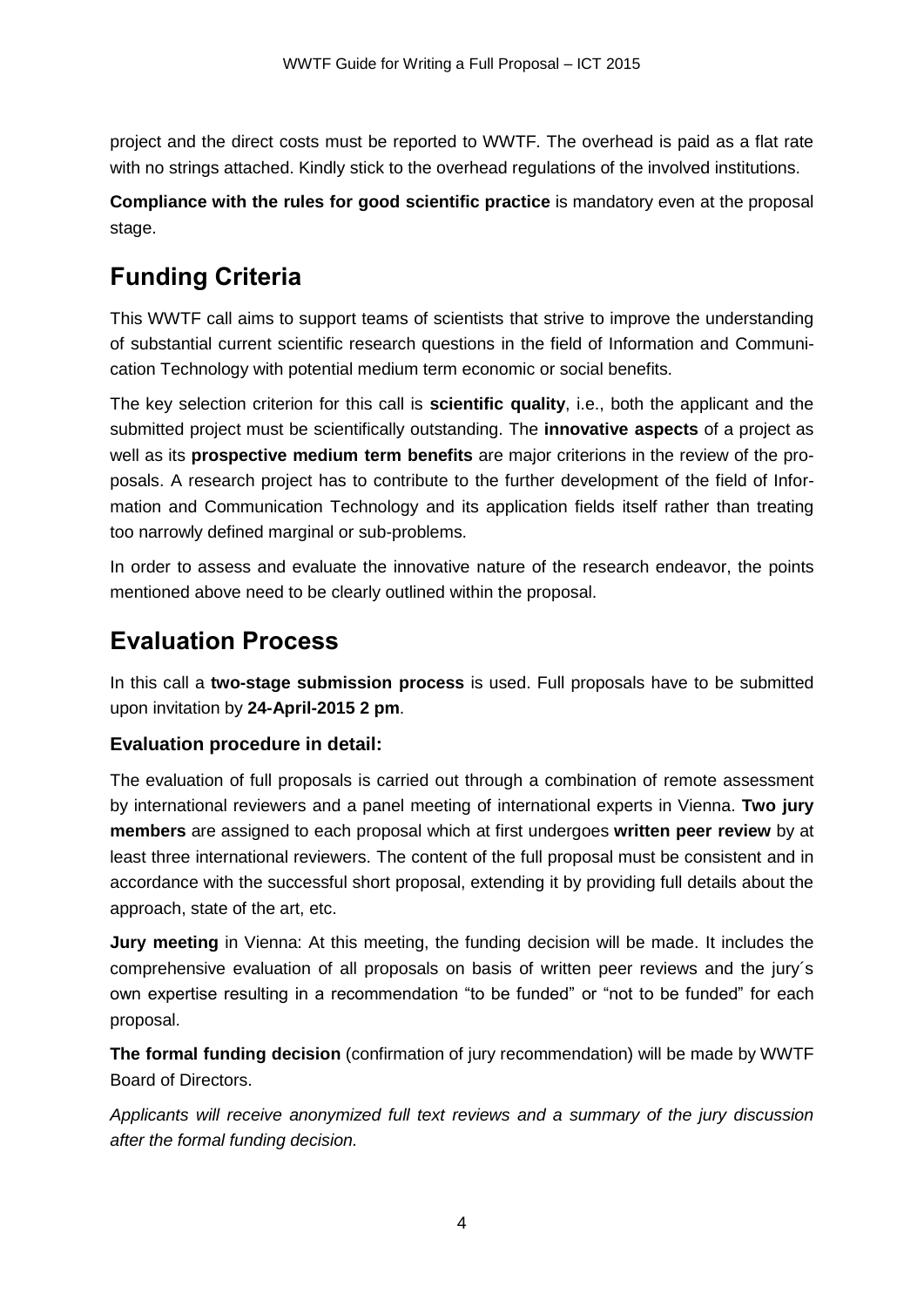project and the direct costs must be reported to WWTF. The overhead is paid as a flat rate with no strings attached. Kindly stick to the overhead regulations of the involved institutions.

**Compliance with the rules for good scientific practice** is mandatory even at the proposal stage.

# Funding Criteria

This WWTF call aims to support teams of scientists that strive to improve the understanding of substantial current scientific research questions in the field of Information and Communication Technology with potential medium term economic or social benefits.

The key selection criterion for this call is **scientific quality**, i.e., both the applicant and the submitted project must be scientifically outstanding. The **innovative aspects** of a project as well as its **prospective medium term benefits** are major criterions in the review of the proposals. A research project has to contribute to the further development of the field of Information and Communication Technology and its application fields itself rather than treating too narrowly defined marginal or sub-problems.

In order to assess and evaluate the innovative nature of the research endeavor, the points mentioned above need to be clearly outlined within the proposal.

# Evaluation Process

In this call a **two-stage submission process** is used. Full proposals have to be submitted upon invitation by **24-April-2015 2 pm**.

### Evaluation procedure in detail:

The evaluation of full proposals is carried out through a combination of remote assessment by international reviewers and a panel meeting of international experts in Vienna. **Two jury members** are assigned to each proposal which at first undergoes **written peer review** by at least three international reviewers. The content of the full proposal must be consistent and in accordance with the successful short proposal, extending it by providing full details about the approach, state of the art, etc.

**Jury meeting** in Vienna: At this meeting, the funding decision will be made. It includes the comprehensive evaluation of all proposals on basis of written peer reviews and the jury´s own expertise resulting in a recommendation "to be funded" or "not to be funded" for each proposal.

**The formal funding decision** (confirmation of jury recommendation) will be made by WWTF Board of Directors.

*Applicants will receive anonymized full text reviews and a summary of the jury discussion after the formal funding decision.*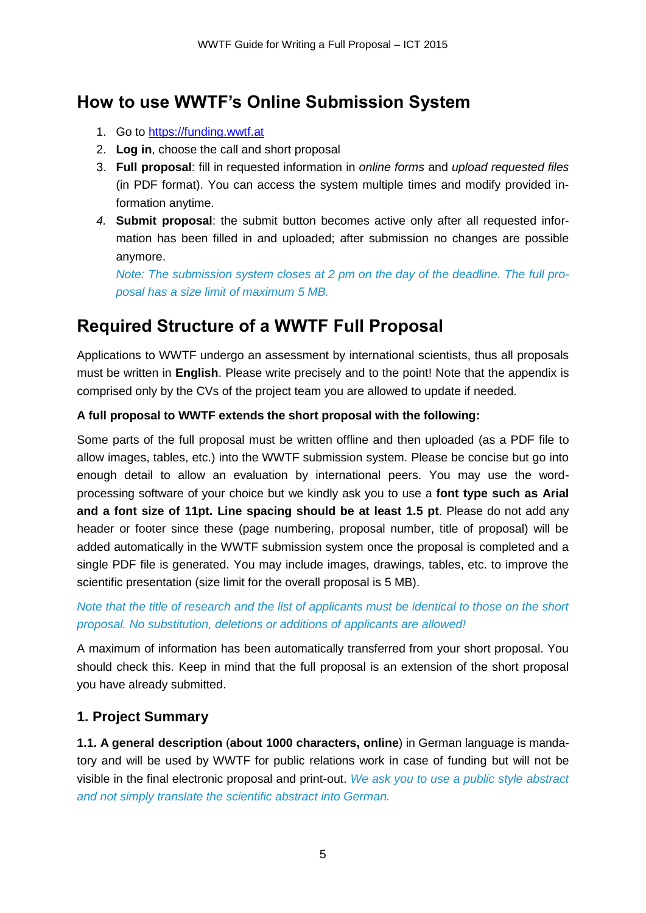## How to use WWTF's Online Submission System

1. Go to [https://funding.wwtf.at](https://funding.wwtf.at)
2. **Log in**, choose the call and short proposal
3. **Full proposal**: fill in requested information in *online forms* and *upload requested files* (in PDF format). You can access the system multiple times and modify provided information anytime.
4. **Submit proposal**: the submit button becomes active only after all requested information has been filled in and uploaded; after submission no changes are possible anymore.
   *Note: The submission system closes at 2 pm on the day of the deadline. The full proposal has a size limit of maximum 5 MB.*

## Required Structure of a WWTF Full Proposal

Applications to WWTF undergo an assessment by international scientists, thus all proposals must be written in **English**. Please write precisely and to the point! Note that the appendix is comprised only by the CVs of the project team you are allowed to update if needed.

**A full proposal to WWTF extends the short proposal with the following:**

Some parts of the full proposal must be written offline and then uploaded (as a PDF file to allow images, tables, etc.) into the WWTF submission system. Please be concise but go into enough detail to allow an evaluation by international peers. You may use the word-processing software of your choice but we kindly ask you to use a **font type such as Arial and a font size of 11pt. Line spacing should be at least 1.5 pt**. Please do not add any header or footer since these (page numbering, proposal number, title of proposal) will be added automatically in the WWTF submission system once the proposal is completed and a single PDF file is generated. You may include images, drawings, tables, etc. to improve the scientific presentation (size limit for the overall proposal is 5 MB).

*Note that the title of research and the list of applicants must be identical to those on the short proposal. No substitution, deletions or additions of applicants are allowed!*

A maximum of information has been automatically transferred from your short proposal. You should check this. Keep in mind that the full proposal is an extension of the short proposal you have already submitted.

### 1. Project Summary

**1.1. A general description** (**about 1000 characters, online**) in German language is mandatory and will be used by WWTF for public relations work in case of funding but will not be visible in the final electronic proposal and print-out. *We ask you to use a public style abstract and not simply translate the scientific abstract into German.*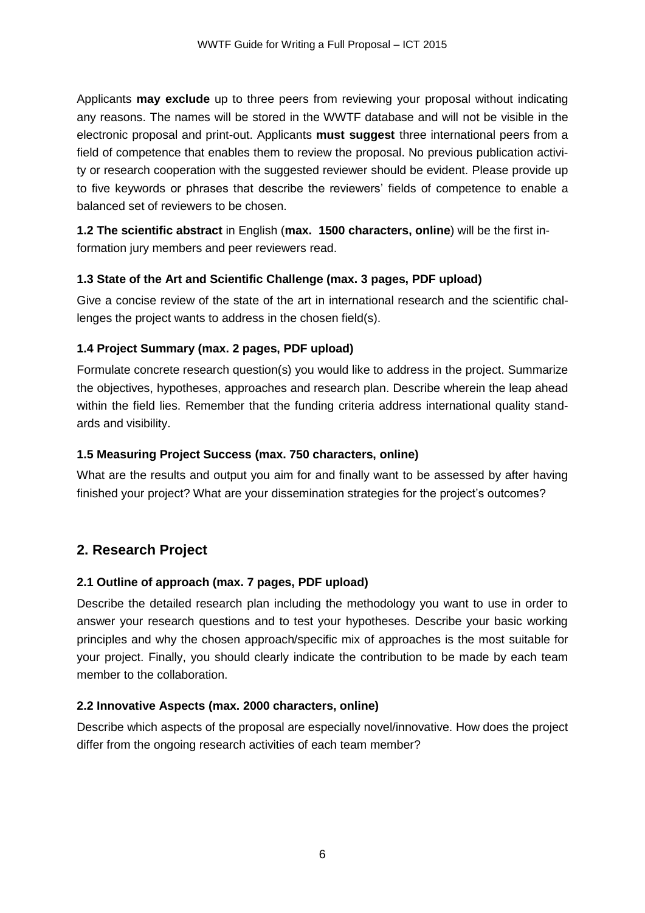Applicants **may exclude** up to three peers from reviewing your proposal without indicating any reasons. The names will be stored in the WWTF database and will not be visible in the electronic proposal and print-out. Applicants **must suggest** three international peers from a field of competence that enables them to review the proposal. No previous publication activity or research cooperation with the suggested reviewer should be evident. Please provide up to five keywords or phrases that describe the reviewers' fields of competence to enable a balanced set of reviewers to be chosen.

**1.2 The scientific abstract** in English (**max. 1500 characters, online**) will be the first information jury members and peer reviewers read.

### 1.3 State of the Art and Scientific Challenge (max. 3 pages, PDF upload)

Give a concise review of the state of the art in international research and the scientific challenges the project wants to address in the chosen field(s).

### 1.4 Project Summary (max. 2 pages, PDF upload)

Formulate concrete research question(s) you would like to address in the project. Summarize the objectives, hypotheses, approaches and research plan. Describe wherein the leap ahead within the field lies. Remember that the funding criteria address international quality standards and visibility.

### 1.5 Measuring Project Success (max. 750 characters, online)

What are the results and output you aim for and finally want to be assessed by after having finished your project? What are your dissemination strategies for the project's outcomes?

## 2. Research Project

### 2.1 Outline of approach (max. 7 pages, PDF upload)

Describe the detailed research plan including the methodology you want to use in order to answer your research questions and to test your hypotheses. Describe your basic working principles and why the chosen approach/specific mix of approaches is the most suitable for your project. Finally, you should clearly indicate the contribution to be made by each team member to the collaboration.

### 2.2 Innovative Aspects (max. 2000 characters, online)

Describe which aspects of the proposal are especially novel/innovative. How does the project differ from the ongoing research activities of each team member?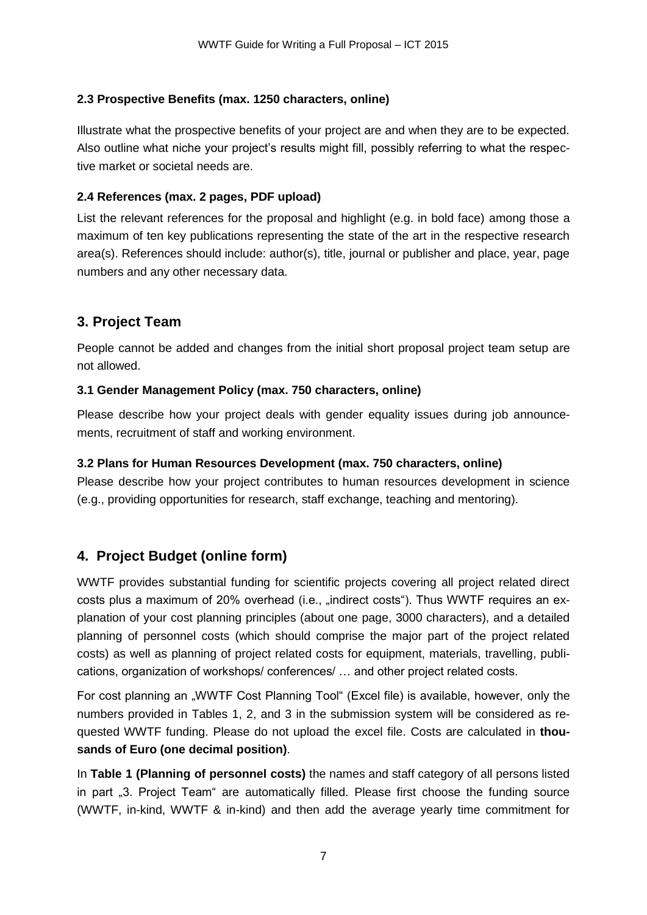### 2.3 Prospective Benefits (max. 1250 characters, online)

Illustrate what the prospective benefits of your project are and when they are to be expected. Also outline what niche your project's results might fill, possibly referring to what the respective market or societal needs are.

### 2.4 References (max. 2 pages, PDF upload)

List the relevant references for the proposal and highlight (e.g. in bold face) among those a maximum of ten key publications representing the state of the art in the respective research area(s). References should include: author(s), title, journal or publisher and place, year, page numbers and any other necessary data.

## 3. Project Team

People cannot be added and changes from the initial short proposal project team setup are not allowed.

### 3.1 Gender Management Policy (max. 750 characters, online)

Please describe how your project deals with gender equality issues during job announcements, recruitment of staff and working environment.

### 3.2 Plans for Human Resources Development (max. 750 characters, online)

Please describe how your project contributes to human resources development in science (e.g., providing opportunities for research, staff exchange, teaching and mentoring).

## 4. Project Budget (online form)

WWTF provides substantial funding for scientific projects covering all project related direct costs plus a maximum of 20% overhead (i.e., „indirect costs"). Thus WWTF requires an explanation of your cost planning principles (about one page, 3000 characters), and a detailed planning of personnel costs (which should comprise the major part of the project related costs) as well as planning of project related costs for equipment, materials, travelling, publications, organization of workshops/ conferences/ … and other project related costs.

For cost planning an „WWTF Cost Planning Tool" (Excel file) is available, however, only the numbers provided in Tables 1, 2, and 3 in the submission system will be considered as requested WWTF funding. Please do not upload the excel file. Costs are calculated in **thousands of Euro (one decimal position)**.

In **Table 1 (Planning of personnel costs)** the names and staff category of all persons listed in part „3. Project Team" are automatically filled. Please first choose the funding source (WWTF, in-kind, WWTF & in-kind) and then add the average yearly time commitment for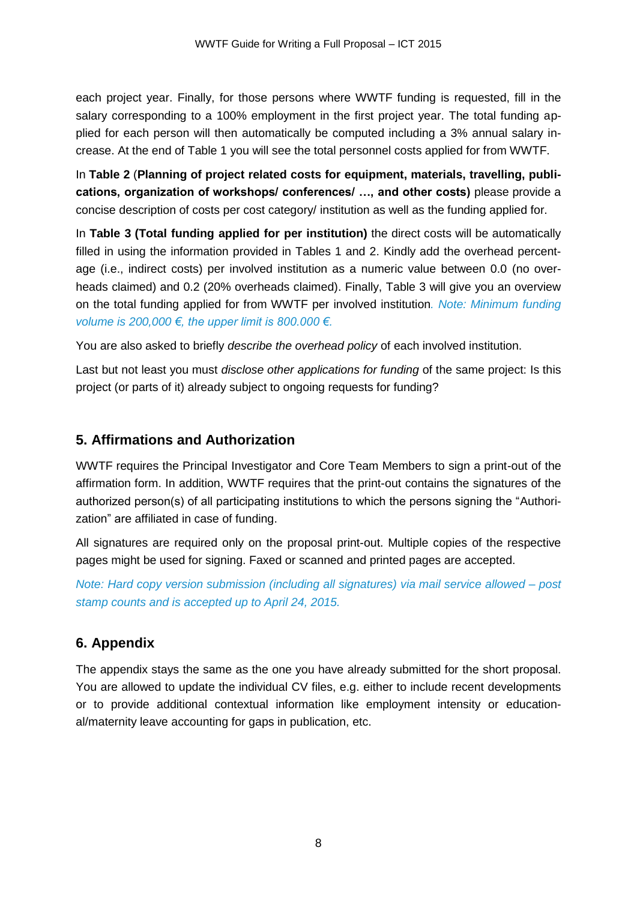each project year. Finally, for those persons where WWTF funding is requested, fill in the salary corresponding to a 100% employment in the first project year. The total funding applied for each person will then automatically be computed including a 3% annual salary increase. At the end of Table 1 you will see the total personnel costs applied for from WWTF.

In **Table 2** (**Planning of project related costs for equipment, materials, travelling, publications, organization of workshops/ conferences/ …, and other costs)** please provide a concise description of costs per cost category/ institution as well as the funding applied for.

In **Table 3 (Total funding applied for per institution)** the direct costs will be automatically filled in using the information provided in Tables 1 and 2. Kindly add the overhead percentage (i.e., indirect costs) per involved institution as a numeric value between 0.0 (no overheads claimed) and 0.2 (20% overheads claimed). Finally, Table 3 will give you an overview on the total funding applied for from WWTF per involved institution*. Note: Minimum funding volume is 200,000 €, the upper limit is 800.000 €.*

You are also asked to briefly *describe the overhead policy* of each involved institution.

Last but not least you must *disclose other applications for funding* of the same project: Is this project (or parts of it) already subject to ongoing requests for funding?

## 5. Affirmations and Authorization

WWTF requires the Principal Investigator and Core Team Members to sign a print-out of the affirmation form. In addition, WWTF requires that the print-out contains the signatures of the authorized person(s) of all participating institutions to which the persons signing the "Authorization" are affiliated in case of funding.

All signatures are required only on the proposal print-out. Multiple copies of the respective pages might be used for signing. Faxed or scanned and printed pages are accepted.

*Note: Hard copy version submission (including all signatures) via mail service allowed – post stamp counts and is accepted up to April 24, 2015.*

## 6. Appendix

The appendix stays the same as the one you have already submitted for the short proposal. You are allowed to update the individual CV files, e.g. either to include recent developments or to provide additional contextual information like employment intensity or educational/maternity leave accounting for gaps in publication, etc.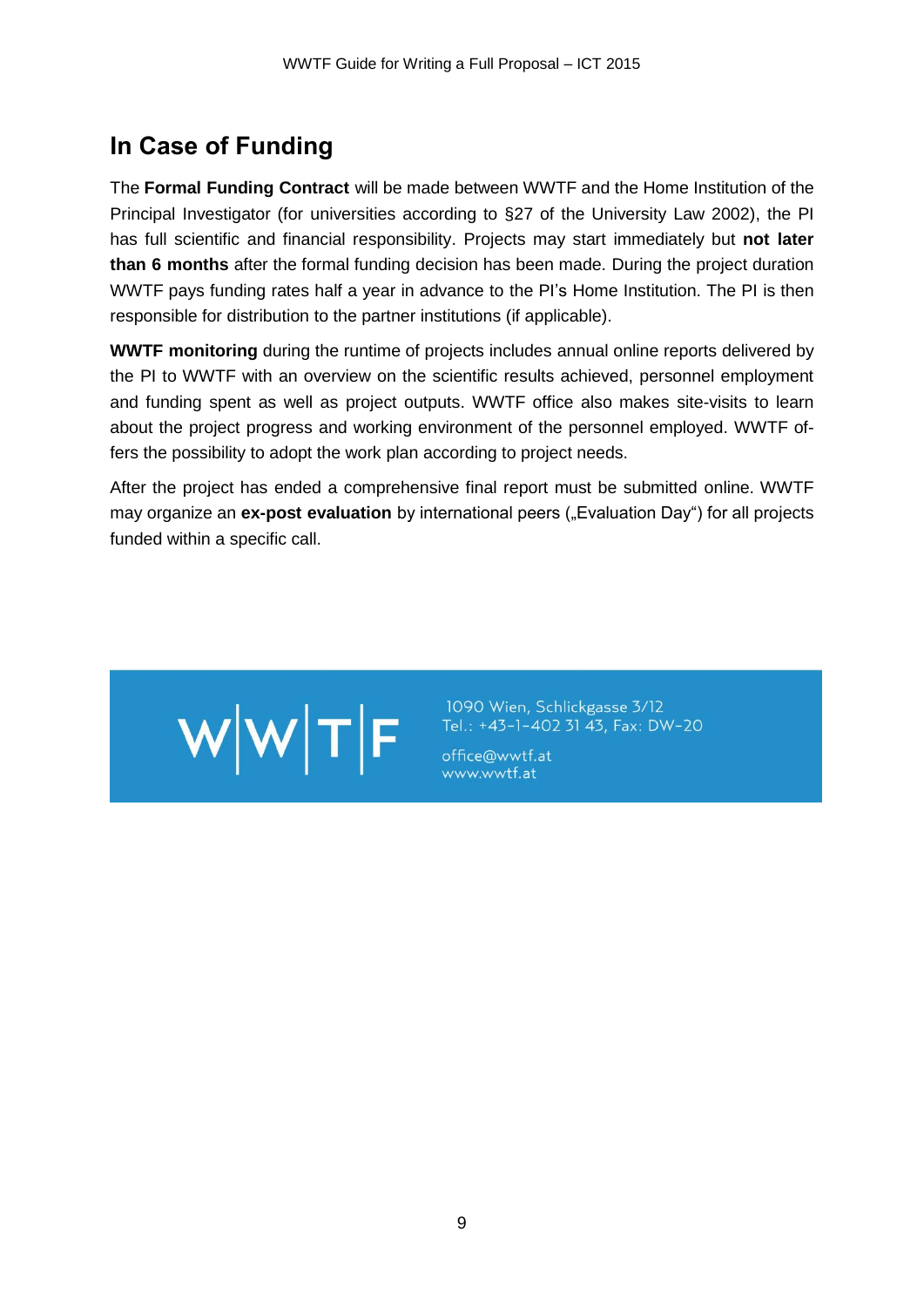## In Case of Funding

The **Formal Funding Contract** will be made between WWTF and the Home Institution of the Principal Investigator (for universities according to §27 of the University Law 2002), the PI has full scientific and financial responsibility. Projects may start immediately but **not later than 6 months** after the formal funding decision has been made. During the project duration WWTF pays funding rates half a year in advance to the PI's Home Institution. The PI is then responsible for distribution to the partner institutions (if applicable).

**WWTF monitoring** during the runtime of projects includes annual online reports delivered by the PI to WWTF with an overview on the scientific results achieved, personnel employment and funding spent as well as project outputs. WWTF office also makes site-visits to learn about the project progress and working environment of the personnel employed. WWTF offers the possibility to adopt the work plan according to project needs.

After the project has ended a comprehensive final report must be submitted online. WWTF may organize an **ex-post evaluation** by international peers („Evaluation Day") for all projects funded within a specific call.

W|W|T|F

1090 Wien, Schlickgasse 3/12
Tel.: +43-1-402 31 43, Fax: DW-20

office@wwtf.at
www.wwtf.at